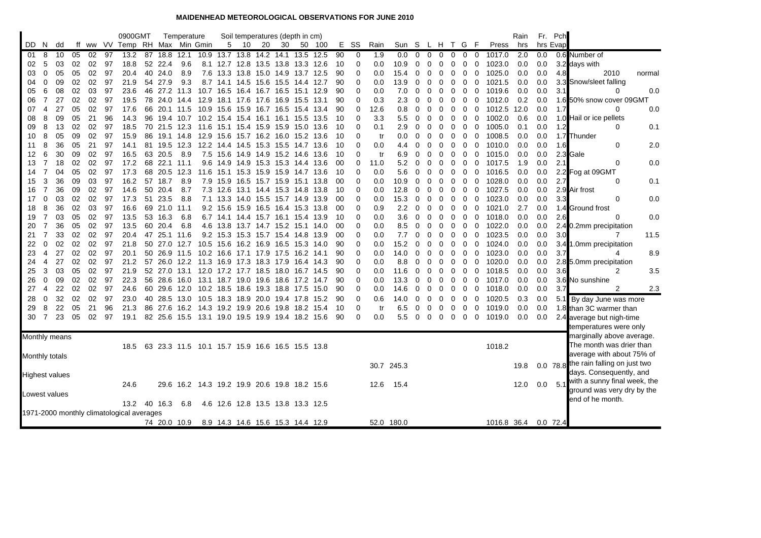# MAIDENHEAD METEOROLOGICAL OBSERVATIONS FOR JUNE 2010

| | | | | | | 0900GMT | | Temperature | | | Soil temperatures (depth in cm) | | | | | | | | | | | | | | | | | | | Rain | Fr. | Pch |
|---|---|---|---|---|---|---|---|---|---|---|---|---|---|---|---|---|---|---|---|---|---|---|---|---|---|---|---|---|---|---|---|---|
| DD | N | dd | ff | ww | VV | Temp | RH | Max | Min | Gmin | 5 | 10 | 20 | 30 | 50 | 100 | E | SS | Rain | Sun | S | L | H | T | G | F | Press | hrs | hrs | Evap |
| 01 | 8 | 10 | 05 | 02 | 97 | 13.2 | 87 | 18.8 | 12.1 | 10.9 | 13.7 | 13.8 | 14.2 | 14.1 | 13.5 | 12.5 | 90 | 0 | 1.9 | 0.0 | 0 | 0 | 0 | 0 | 0 | 0 | 1017.0 | 2.0 | 0.0 | 0.6 |
| 02 | 5 | 03 | 02 | 02 | 97 | 18.8 | 52 | 22.4 | 9.6 | 8.1 | 12.7 | 12.8 | 13.5 | 13.8 | 13.3 | 12.6 | 10 | 0 | 0.0 | 10.9 | 0 | 0 | 0 | 0 | 0 | 0 | 1023.0 | 0.0 | 0.0 | 3.2 |
| 03 | 0 | 05 | 05 | 02 | 97 | 20.4 | 40 | 24.0 | 8.9 | 7.6 | 13.3 | 13.8 | 15.0 | 14.9 | 13.7 | 12.5 | 90 | 0 | 0.0 | 15.4 | 0 | 0 | 0 | 0 | 0 | 0 | 1025.0 | 0.0 | 0.0 | 4.8 |
| 04 | 0 | 09 | 02 | 02 | 97 | 21.9 | 54 | 27.9 | 9.3 | 8.7 | 14.1 | 14.5 | 15.6 | 15.5 | 14.4 | 12.7 | 90 | 0 | 0.0 | 13.9 | 0 | 0 | 0 | 0 | 0 | 0 | 1021.5 | 0.0 | 0.0 | 3.3 |
| 05 | 6 | 08 | 02 | 03 | 97 | 23.6 | 46 | 27.2 | 11.3 | 10.7 | 16.5 | 16.4 | 16.7 | 16.5 | 15.1 | 12.9 | 90 | 0 | 0.0 | 7.0 | 0 | 0 | 0 | 0 | 0 | 0 | 1019.6 | 0.0 | 0.0 | 3.1 |
| 06 | 7 | 27 | 02 | 02 | 97 | 19.5 | 78 | 24.0 | 14.4 | 12.9 | 18.1 | 17.6 | 17.6 | 16.9 | 15.5 | 13.1 | 90 | 0 | 0.3 | 2.3 | 0 | 0 | 0 | 0 | 0 | 0 | 1012.0 | 0.2 | 0.0 | 1.6 |
| 07 | 4 | 27 | 05 | 02 | 97 | 17.6 | 66 | 20.1 | 11.5 | 10.9 | 15.6 | 15.9 | 16.7 | 16.5 | 15.4 | 13.4 | 90 | 0 | 12.6 | 0.8 | 0 | 0 | 0 | 0 | 0 | 0 | 1012.5 | 12.0 | 0.0 | 1.7 |
| 08 | 8 | 09 | 05 | 21 | 96 | 14.3 | 96 | 19.4 | 10.7 | 10.2 | 15.4 | 15.4 | 16.1 | 16.1 | 15.5 | 13.5 | 10 | 0 | 3.3 | 5.5 | 0 | 0 | 0 | 0 | 0 | 0 | 1002.0 | 0.6 | 0.0 | 1.0 |
| 09 | 8 | 13 | 02 | 02 | 97 | 18.5 | 70 | 21.5 | 12.3 | 11.6 | 15.1 | 15.4 | 15.9 | 15.9 | 15.0 | 13.6 | 10 | 0 | 0.1 | 2.9 | 0 | 0 | 0 | 0 | 0 | 0 | 1005.0 | 0.1 | 0.0 | 1.2 |
| 10 | 8 | 05 | 09 | 02 | 97 | 15.9 | 86 | 19.1 | 14.8 | 12.9 | 15.6 | 15.7 | 16.2 | 16.0 | 15.2 | 13.6 | 10 | 0 | tr | 0.0 | 0 | 0 | 0 | 0 | 0 | 0 | 1008.5 | 0.0 | 0.0 | 1.7 |
| 11 | 8 | 36 | 05 | 21 | 97 | 14.1 | 81 | 19.5 | 12.3 | 12.2 | 14.4 | 14.5 | 15.3 | 15.5 | 14.7 | 13.6 | 10 | 0 | 0.0 | 4.4 | 0 | 0 | 0 | 0 | 0 | 0 | 1010.0 | 0.0 | 0.0 | 1.6 |
| 12 | 6 | 30 | 09 | 02 | 97 | 16.5 | 63 | 20.5 | 8.9 | 7.5 | 15.6 | 14.9 | 14.9 | 15.2 | 14.6 | 13.6 | 10 | 0 | tr | 6.9 | 0 | 0 | 0 | 0 | 0 | 0 | 1015.0 | 0.0 | 0.0 | 2.3 |
| 13 | 7 | 18 | 02 | 02 | 97 | 17.2 | 68 | 22.1 | 11.1 | 9.6 | 14.9 | 14.9 | 15.3 | 15.3 | 14.4 | 13.6 | 00 | 0 | 11.0 | 5.2 | 0 | 0 | 0 | 0 | 0 | 0 | 1017.5 | 1.9 | 0.0 | 2.1 |
| 14 | 7 | 04 | 05 | 02 | 97 | 17.3 | 68 | 20.5 | 12.3 | 11.6 | 15.1 | 15.3 | 15.9 | 15.9 | 14.7 | 13.6 | 10 | 0 | 0.0 | 5.6 | 0 | 0 | 0 | 0 | 0 | 0 | 1016.5 | 0.0 | 0.0 | 2.2 |
| 15 | 3 | 36 | 09 | 03 | 97 | 16.2 | 57 | 18.7 | 8.9 | 7.9 | 15.9 | 16.5 | 15.7 | 15.9 | 15.1 | 13.8 | 00 | 0 | 0.0 | 10.9 | 0 | 0 | 0 | 0 | 0 | 0 | 1028.0 | 0.0 | 0.0 | 2.7 |
| 16 | 7 | 36 | 09 | 02 | 97 | 14.6 | 50 | 20.4 | 8.7 | 7.3 | 12.6 | 13.1 | 14.4 | 15.3 | 14.8 | 13.8 | 10 | 0 | 0.0 | 12.8 | 0 | 0 | 0 | 0 | 0 | 0 | 1027.5 | 0.0 | 0.0 | 2.9 |
| 17 | 0 | 03 | 02 | 02 | 97 | 17.3 | 51 | 23.5 | 8.8 | 7.1 | 13.3 | 14.0 | 15.5 | 15.7 | 14.9 | 13.9 | 00 | 0 | 0.0 | 15.3 | 0 | 0 | 0 | 0 | 0 | 0 | 1023.0 | 0.0 | 0.0 | 3.3 |
| 18 | 8 | 36 | 02 | 03 | 97 | 16.6 | 69 | 21.0 | 11.1 | 9.2 | 15.6 | 15.9 | 16.5 | 16.4 | 15.3 | 13.8 | 00 | 0 | 0.9 | 2.2 | 0 | 0 | 0 | 0 | 0 | 0 | 1021.0 | 2.7 | 0.0 | 1.4 |
| 19 | 7 | 03 | 05 | 02 | 97 | 13.5 | 53 | 16.3 | 6.8 | 6.7 | 14.1 | 14.4 | 15.7 | 16.1 | 15.4 | 13.9 | 10 | 0 | 0.0 | 3.6 | 0 | 0 | 0 | 0 | 0 | 0 | 1018.0 | 0.0 | 0.0 | 2.6 |
| 20 | 7 | 36 | 05 | 02 | 97 | 13.5 | 60 | 20.4 | 6.8 | 4.6 | 13.8 | 13.7 | 14.7 | 15.2 | 15.1 | 14.0 | 00 | 0 | 0.0 | 8.5 | 0 | 0 | 0 | 0 | 0 | 0 | 1022.0 | 0.0 | 0.0 | 2.4 |
| 21 | 7 | 33 | 02 | 02 | 97 | 20.4 | 47 | 25.1 | 11.6 | 9.2 | 15.3 | 15.3 | 15.7 | 15.4 | 14.8 | 13.9 | 00 | 0 | 0.0 | 7.7 | 0 | 0 | 0 | 0 | 0 | 0 | 1023.5 | 0.0 | 0.0 | 3.0 |
| 22 | 0 | 02 | 02 | 02 | 97 | 21.8 | 50 | 27.0 | 12.7 | 10.5 | 15.6 | 16.2 | 16.9 | 16.5 | 15.5 | 14.0 | 90 | 0 | 0.0 | 15.2 | 0 | 0 | 0 | 0 | 0 | 0 | 1024.0 | 0.0 | 0.0 | 3.4 |
| 23 | 4 | 27 | 02 | 02 | 97 | 20.1 | 50 | 26.9 | 11.5 | 10.2 | 16.6 | 17.1 | 17.9 | 17.5 | 16.2 | 14.1 | 90 | 0 | 0.0 | 14.0 | 0 | 0 | 0 | 0 | 0 | 0 | 1023.0 | 0.0 | 0.0 | 3.7 |
| 24 | 4 | 27 | 02 | 02 | 97 | 21.2 | 57 | 26.0 | 12.2 | 11.3 | 16.9 | 17.3 | 18.3 | 17.9 | 16.4 | 14.3 | 90 | 0 | 0.0 | 8.8 | 0 | 0 | 0 | 0 | 0 | 0 | 1020.0 | 0.0 | 0.0 | 2.8 |
| 25 | 3 | 03 | 05 | 02 | 97 | 21.9 | 52 | 27.0 | 13.1 | 12.0 | 17.2 | 17.7 | 18.5 | 18.0 | 16.7 | 14.5 | 90 | 0 | 0.0 | 11.6 | 0 | 0 | 0 | 0 | 0 | 0 | 1018.5 | 0.0 | 0.0 | 3.6 |
| 26 | 0 | 09 | 02 | 02 | 97 | 22.3 | 56 | 28.6 | 16.0 | 13.1 | 18.7 | 19.0 | 19.6 | 18.6 | 17.2 | 14.7 | 90 | 0 | 0.0 | 13.3 | 0 | 0 | 0 | 0 | 0 | 0 | 1017.0 | 0.0 | 0.0 | 3.6 |
| 27 | 4 | 22 | 02 | 02 | 97 | 24.6 | 60 | 29.6 | 12.0 | 10.2 | 18.5 | 18.6 | 19.3 | 18.8 | 17.5 | 15.0 | 90 | 0 | 0.0 | 14.6 | 0 | 0 | 0 | 0 | 0 | 0 | 1018.0 | 0.0 | 0.0 | 3.7 |
| 28 | 0 | 32 | 02 | 02 | 97 | 23.0 | 40 | 28.5 | 13.0 | 10.5 | 18.3 | 18.9 | 20.0 | 19.4 | 17.8 | 15.2 | 90 | 0 | 0.6 | 14.0 | 0 | 0 | 0 | 0 | 0 | 0 | 1020.5 | 0.3 | 0.0 | 5.1 |
| 29 | 8 | 22 | 05 | 21 | 96 | 21.3 | 86 | 27.6 | 16.2 | 14.3 | 19.2 | 19.9 | 20.6 | 19.8 | 18.2 | 15.4 | 10 | 0 | tr | 6.5 | 0 | 0 | 0 | 0 | 0 | 0 | 1019.0 | 0.0 | 0.0 | 1.8 |
| 30 | 7 | 23 | 05 | 02 | 97 | 19.1 | 82 | 25.6 | 15.5 | 13.1 | 19.0 | 19.5 | 19.9 | 19.4 | 18.2 | 15.6 | 90 | 0 | 0.0 | 5.5 | 0 | 0 | 0 | 0 | 0 | 0 | 1019.0 | 0.0 | 0.0 | 2.4 |
| **Monthly means** | | | | | | 18.5 | 63 | 23.3 | 11.5 | 10.1 | 15.7 | 15.9 | 16.6 | 16.5 | 15.5 | 13.8 | | | | | | | | | | | 1018.2 | | | |
| **Monthly totals** | | | | | | | | | | | | | | | | | | | 30.7 | 245.3 | | | | | | | | 19.8 | 0.0 | 78.8 |
| **Highest values** | | | | | | 24.6 | | 29.6 | 16.2 | 14.3 | 19.2 | 19.9 | 20.6 | 19.8 | 18.2 | 15.6 | | | 12.6 | 15.4 | | | | | | | | 12.0 | 0.0 | 5.1 |
| **Lowest values** | | | | | | 13.2 | 40 | 16.3 | 6.8 | 4.6 | 12.6 | 12.8 | 13.5 | 13.8 | 13.3 | 12.5 | | | | | | | | | | | | | | |
| **1971-2000 monthly climatological averages** | | | | | | | 74 | 20.0 | 10.9 | 8.9 | 14.3 | 14.6 | 15.6 | 15.3 | 14.4 | 12.9 | | | 52.0 | 180.0 | | | | | | | 1016.8 | 36.4 | 0.0 | 72.4 |

| Number of days with | 2010 | normal |
|---|---|---|
| Snow/sleet falling | 0 | 0.0 |
| 50% snow cover 09GMT | 0 | 0.0 |
| Hail or ice pellets | 0 | 0.1 |
| Thunder | 0 | 2.0 |
| Gale | 0 | 0.0 |
| Fog at 09GMT | 0 | 0.1 |
| Air frost | 0 | 0.0 |
| Ground frost | 0 | 0.0 |
| 0.2mm precipitation | 7 | 11.5 |
| 1.0mm precipitation | 4 | 8.9 |
| 5.0mm precipitation | 2 | 3.5 |
| No sunshine | 2 | 2.3 |

By day June was more than 3C warmer than average but night-time temperatures were only marginally above average. The month was drier than average with about 75% of the rain falling on just two days. Consequently, and with a sunny final week, the ground was very dry by the end of he month.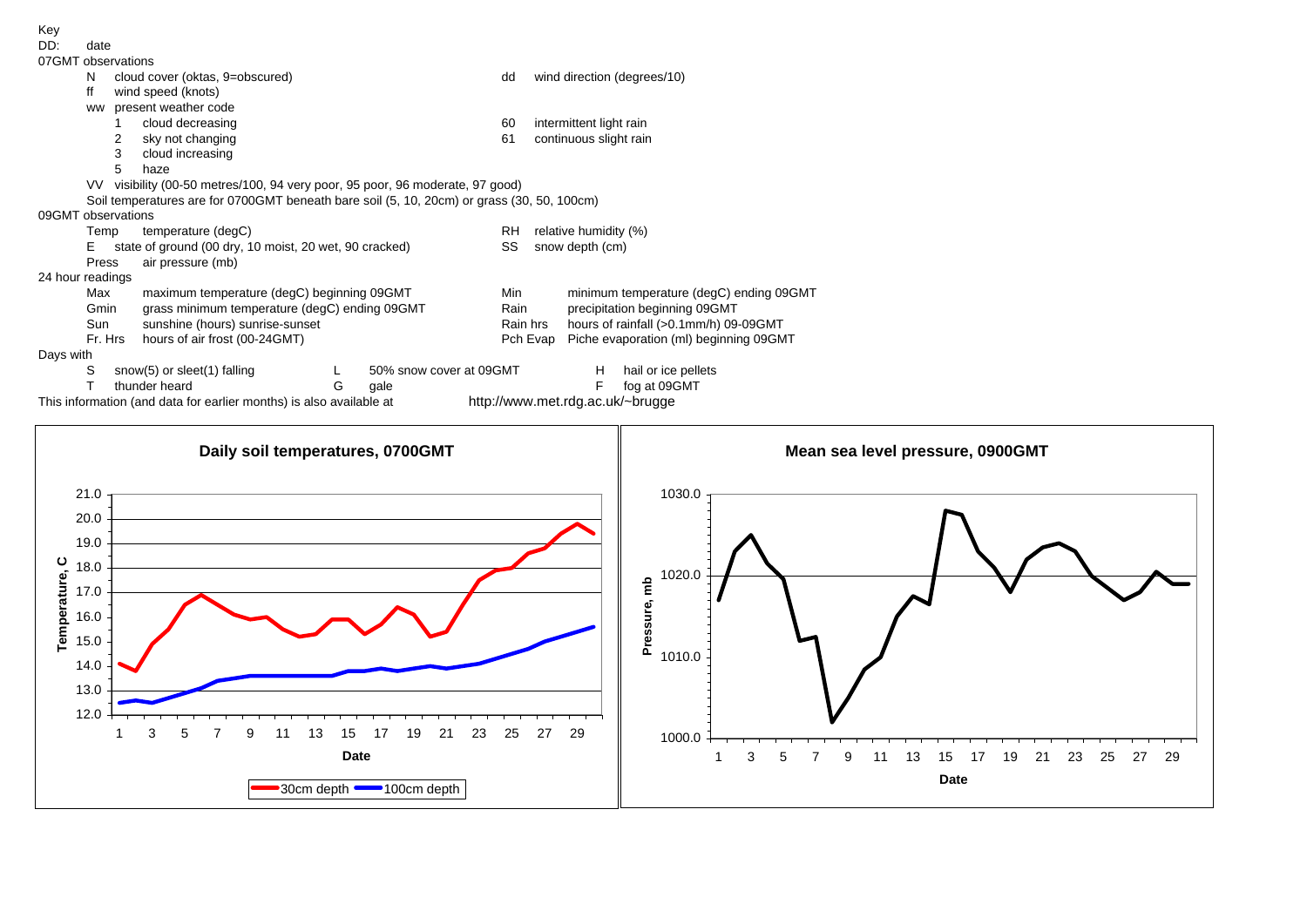## Key

DD: date

### 07GMT observations

- N — cloud cover (oktas, 9=obscured)
- dd — wind direction (degrees/10)
- ff — wind speed (knots)
- ww — present weather code
  - 1 — cloud decreasing
  - 2 — sky not changing
  - 3 — cloud increasing
  - 5 — haze
  - 60 — intermittent light rain
  - 61 — continuous slight rain
- VV — visibility (00-50 metres/100, 94 very poor, 95 poor, 96 moderate, 97 good)
- Soil temperatures are for 0700GMT beneath bare soil (5, 10, 20cm) or grass (30, 50, 100cm)

### 09GMT observations

- Temp — temperature (degC)
- RH — relative humidity (%)
- E — state of ground (00 dry, 10 moist, 20 wet, 90 cracked)
- SS — snow depth (cm)
- Press — air pressure (mb)

### 24 hour readings

- Max — maximum temperature (degC) beginning 09GMT
- Min — minimum temperature (degC) ending 09GMT
- Gmin — grass minimum temperature (degC) ending 09GMT
- Rain — precipitation beginning 09GMT
- Sun — sunshine (hours) sunrise-sunset
- Rain hrs — hours of rainfall (>0.1mm/h) 09-09GMT
- Fr. Hrs — hours of air frost (00-24GMT)
- Pch Evap — Piche evaporation (ml) beginning 09GMT

### Days with

- S — snow(5) or sleet(1) falling
- L — 50% snow cover at 09GMT
- H — hail or ice pellets
- T — thunder heard
- G — gale
- F — fog at 09GMT

This information (and data for earlier months) is also available at http://www.met.rdg.ac.uk/~brugge

**Daily soil temperatures, 0700GMT**

**Mean sea level pressure, 0900GMT**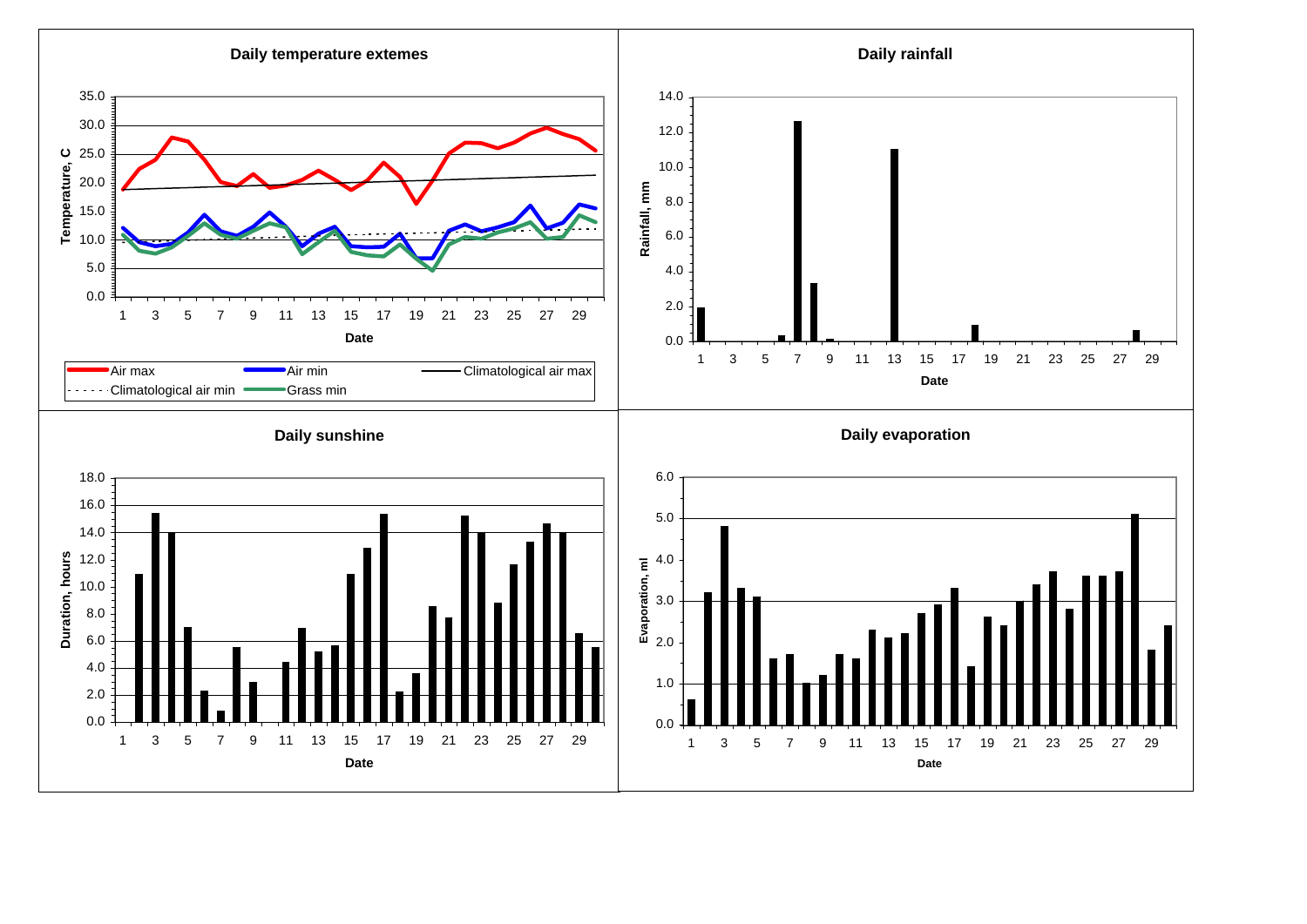Daily temperature extemes

Temperature, C

35.0
30.0
25.0
20.0
15.0
10.0
5.0
0.0

1 3 5 7 9 11 13 15 17 19 21 23 25 27 29

Date

Air max
Air min
Climatological air max
Climatological air min
Grass min

Daily rainfall

Rainfall, mm

14.0
12.0
10.0
8.0
6.0
4.0
2.0
0.0

1 3 5 7 9 11 13 15 17 19 21 23 25 27 29

Date

Daily sunshine

Duration, hours

18.0
16.0
14.0
12.0
10.0
8.0
6.0
4.0
2.0
0.0

1 3 5 7 9 11 13 15 17 19 21 23 25 27 29

Date

Daily evaporation

Evaporation, ml

6.0
5.0
4.0
3.0
2.0
1.0
0.0

1 3 5 7 9 11 13 15 17 19 21 23 25 27 29

Date